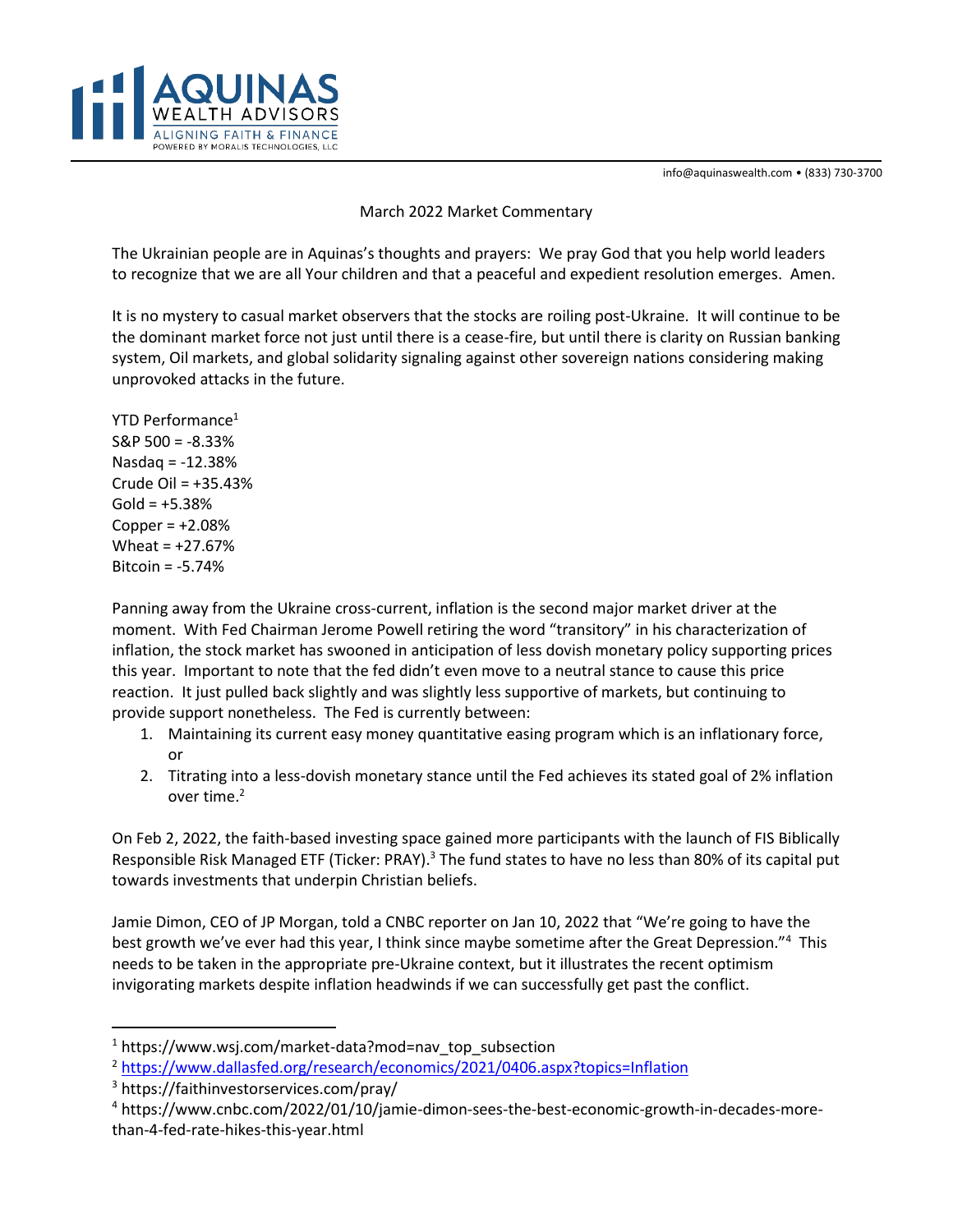info@aquinaswealth.com • (833) 730-3700

# March 2022 Market Commentary

The Ukrainian people are in Aquinas's thoughts and prayers: We pray God that you help world leaders to recognize that we are all Your children and that a peaceful and expedient resolution emerges. Amen.

It is no mystery to casual market observers that the stocks are roiling post-Ukraine. It will continue to be the dominant market force not just until there is a cease-fire, but until there is clarity on Russian banking system, Oil markets, and global solidarity signaling against other sovereign nations considering making unprovoked attacks in the future.

YTD Performance[1]
S&P 500 = -8.33%
Nasdaq = -12.38%
Crude Oil = +35.43%
Gold = +5.38%
Copper = +2.08%
Wheat = +27.67%
Bitcoin = -5.74%

Panning away from the Ukraine cross-current, inflation is the second major market driver at the moment. With Fed Chairman Jerome Powell retiring the word "transitory" in his characterization of inflation, the stock market has swooned in anticipation of less dovish monetary policy supporting prices this year. Important to note that the fed didn't even move to a neutral stance to cause this price reaction. It just pulled back slightly and was slightly less supportive of markets, but continuing to provide support nonetheless. The Fed is currently between:

1. Maintaining its current easy money quantitative easing program which is an inflationary force, or
2. Titrating into a less-dovish monetary stance until the Fed achieves its stated goal of 2% inflation over time.[2]

On Feb 2, 2022, the faith-based investing space gained more participants with the launch of FIS Biblically Responsible Risk Managed ETF (Ticker: PRAY).[3] The fund states to have no less than 80% of its capital put towards investments that underpin Christian beliefs.

Jamie Dimon, CEO of JP Morgan, told a CNBC reporter on Jan 10, 2022 that "We're going to have the best growth we've ever had this year, I think since maybe sometime after the Great Depression."[4] This needs to be taken in the appropriate pre-Ukraine context, but it illustrates the recent optimism invigorating markets despite inflation headwinds if we can successfully get past the conflict.

---

[1] https://www.wsj.com/market-data?mod=nav_top_subsection

[2] https://www.dallasfed.org/research/economics/2021/0406.aspx?topics=Inflation

[3] https://faithinvestorservices.com/pray/

[4] https://www.cnbc.com/2022/01/10/jamie-dimon-sees-the-best-economic-growth-in-decades-more-than-4-fed-rate-hikes-this-year.html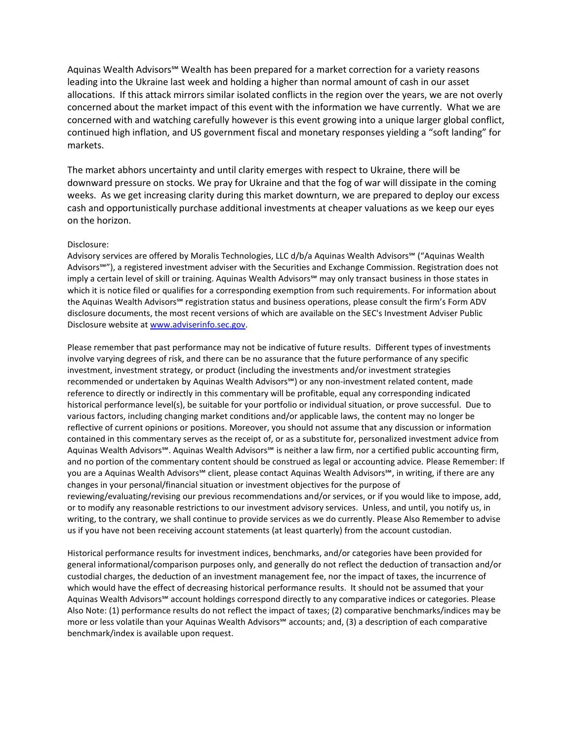Aquinas Wealth Advisors℠ Wealth has been prepared for a market correction for a variety reasons leading into the Ukraine last week and holding a higher than normal amount of cash in our asset allocations. If this attack mirrors similar isolated conflicts in the region over the years, we are not overly concerned about the market impact of this event with the information we have currently. What we are concerned with and watching carefully however is this event growing into a unique larger global conflict, continued high inflation, and US government fiscal and monetary responses yielding a "soft landing" for markets.

The market abhors uncertainty and until clarity emerges with respect to Ukraine, there will be downward pressure on stocks. We pray for Ukraine and that the fog of war will dissipate in the coming weeks. As we get increasing clarity during this market downturn, we are prepared to deploy our excess cash and opportunistically purchase additional investments at cheaper valuations as we keep our eyes on the horizon.

Disclosure:
Advisory services are offered by Moralis Technologies, LLC d/b/a Aquinas Wealth Advisors℠ ("Aquinas Wealth Advisors℠"), a registered investment adviser with the Securities and Exchange Commission. Registration does not imply a certain level of skill or training. Aquinas Wealth Advisors℠ may only transact business in those states in which it is notice filed or qualifies for a corresponding exemption from such requirements. For information about the Aquinas Wealth Advisors℠ registration status and business operations, please consult the firm's Form ADV disclosure documents, the most recent versions of which are available on the SEC's Investment Adviser Public Disclosure website at [www.adviserinfo.sec.gov](http://www.adviserinfo.sec.gov).

Please remember that past performance may not be indicative of future results. Different types of investments involve varying degrees of risk, and there can be no assurance that the future performance of any specific investment, investment strategy, or product (including the investments and/or investment strategies recommended or undertaken by Aquinas Wealth Advisors℠) or any non-investment related content, made reference to directly or indirectly in this commentary will be profitable, equal any corresponding indicated historical performance level(s), be suitable for your portfolio or individual situation, or prove successful. Due to various factors, including changing market conditions and/or applicable laws, the content may no longer be reflective of current opinions or positions. Moreover, you should not assume that any discussion or information contained in this commentary serves as the receipt of, or as a substitute for, personalized investment advice from Aquinas Wealth Advisors℠. Aquinas Wealth Advisors℠ is neither a law firm, nor a certified public accounting firm, and no portion of the commentary content should be construed as legal or accounting advice. Please Remember: If you are a Aquinas Wealth Advisors℠ client, please contact Aquinas Wealth Advisors℠, in writing, if there are any changes in your personal/financial situation or investment objectives for the purpose of reviewing/evaluating/revising our previous recommendations and/or services, or if you would like to impose, add, or to modify any reasonable restrictions to our investment advisory services. Unless, and until, you notify us, in writing, to the contrary, we shall continue to provide services as we do currently. Please Also Remember to advise us if you have not been receiving account statements (at least quarterly) from the account custodian.

Historical performance results for investment indices, benchmarks, and/or categories have been provided for general informational/comparison purposes only, and generally do not reflect the deduction of transaction and/or custodial charges, the deduction of an investment management fee, nor the impact of taxes, the incurrence of which would have the effect of decreasing historical performance results. It should not be assumed that your Aquinas Wealth Advisors℠ account holdings correspond directly to any comparative indices or categories. Please Also Note: (1) performance results do not reflect the impact of taxes; (2) comparative benchmarks/indices may be more or less volatile than your Aquinas Wealth Advisors℠ accounts; and, (3) a description of each comparative benchmark/index is available upon request.